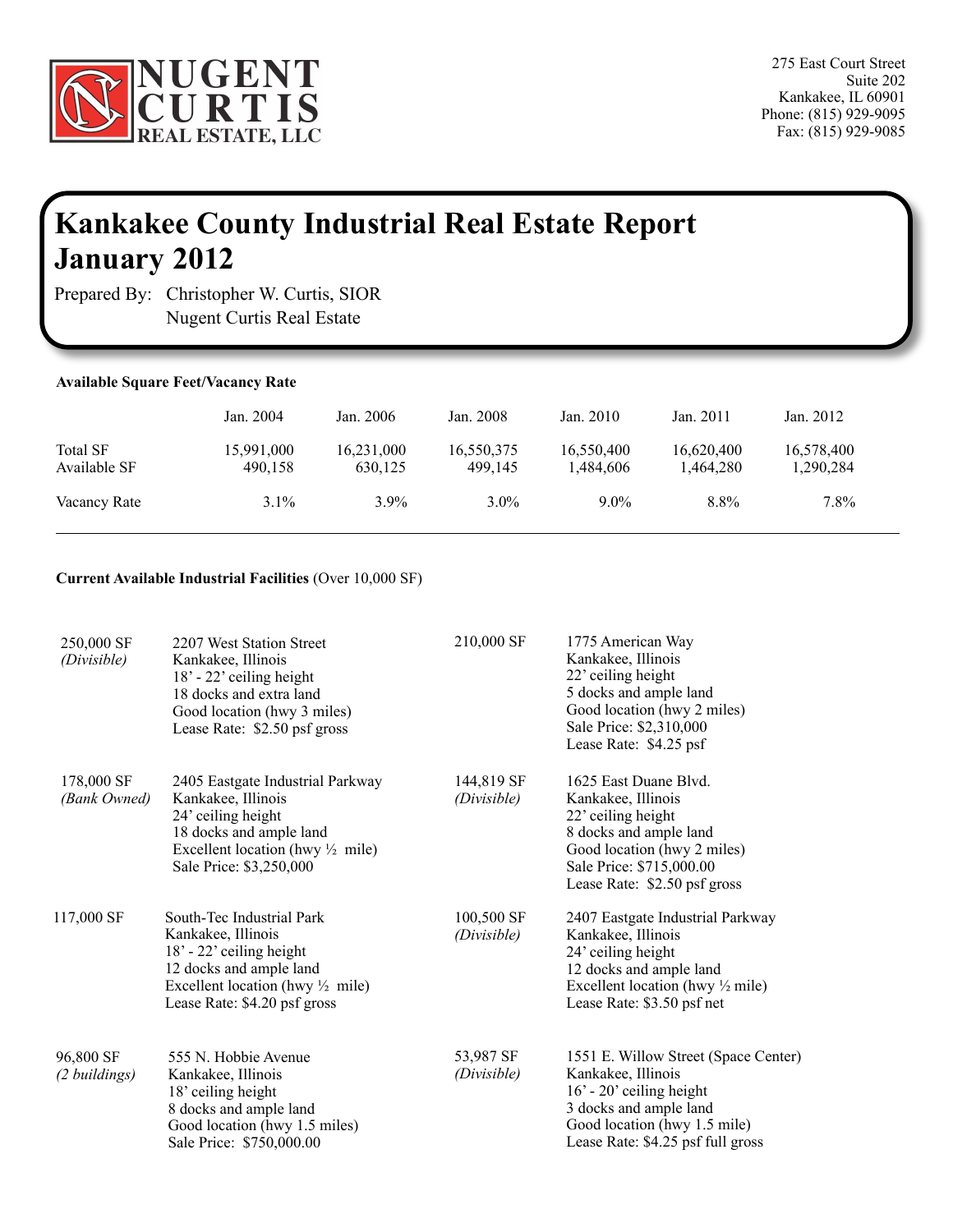**NUGENT CURTIS REAL ESTATE, LLC**

275 East Court Street
Suite 202
Kankakee, IL 60901
Phone: (815) 929-9095
Fax: (815) 929-9085

# Kankakee County Industrial Real Estate Report
# January 2012

Prepared By: Christopher W. Curtis, SIOR
Nugent Curtis Real Estate

**Available Square Feet/Vacancy Rate**

| | Jan. 2004 | Jan. 2006 | Jan. 2008 | Jan. 2010 | Jan. 2011 | Jan. 2012 |
|---|---|---|---|---|---|---|
| Total SF | 15,991,000 | 16,231,000 | 16,550,375 | 16,550,400 | 16,620,400 | 16,578,400 |
| Available SF | 490,158 | 630,125 | 499,145 | 1,484,606 | 1,464,280 | 1,290,284 |
| Vacancy Rate | 3.1% | 3.9% | 3.0% | 9.0% | 8.8% | 7.8% |

**Current Available Industrial Facilities** (Over 10,000 SF)

250,000 SF
*(Divisible)*
2207 West Station Street
Kankakee, Illinois
18' - 22' ceiling height
18 docks and extra land
Good location (hwy 3 miles)
Lease Rate: $2.50 psf gross

210,000 SF
1775 American Way
Kankakee, Illinois
22' ceiling height
5 docks and ample land
Good location (hwy 2 miles)
Sale Price: $2,310,000
Lease Rate: $4.25 psf

178,000 SF
*(Bank Owned)*
2405 Eastgate Industrial Parkway
Kankakee, Illinois
24' ceiling height
18 docks and ample land
Excellent location (hwy ½ mile)
Sale Price: $3,250,000

144,819 SF
*(Divisible)*
1625 East Duane Blvd.
Kankakee, Illinois
22' ceiling height
8 docks and ample land
Good location (hwy 2 miles)
Sale Price: $715,000.00
Lease Rate: $2.50 psf gross

117,000 SF
South-Tec Industrial Park
Kankakee, Illinois
18' - 22' ceiling height
12 docks and ample land
Excellent location (hwy ½ mile)
Lease Rate: $4.20 psf gross

100,500 SF
*(Divisible)*
2407 Eastgate Industrial Parkway
Kankakee, Illinois
24' ceiling height
12 docks and ample land
Excellent location (hwy ½ mile)
Lease Rate: $3.50 psf net

96,800 SF
*(2 buildings)*
555 N. Hobbie Avenue
Kankakee, Illinois
18' ceiling height
8 docks and ample land
Good location (hwy 1.5 miles)
Sale Price: $750,000.00

53,987 SF
*(Divisible)*
1551 E. Willow Street (Space Center)
Kankakee, Illinois
16' - 20' ceiling height
3 docks and ample land
Good location (hwy 1.5 mile)
Lease Rate: $4.25 psf full gross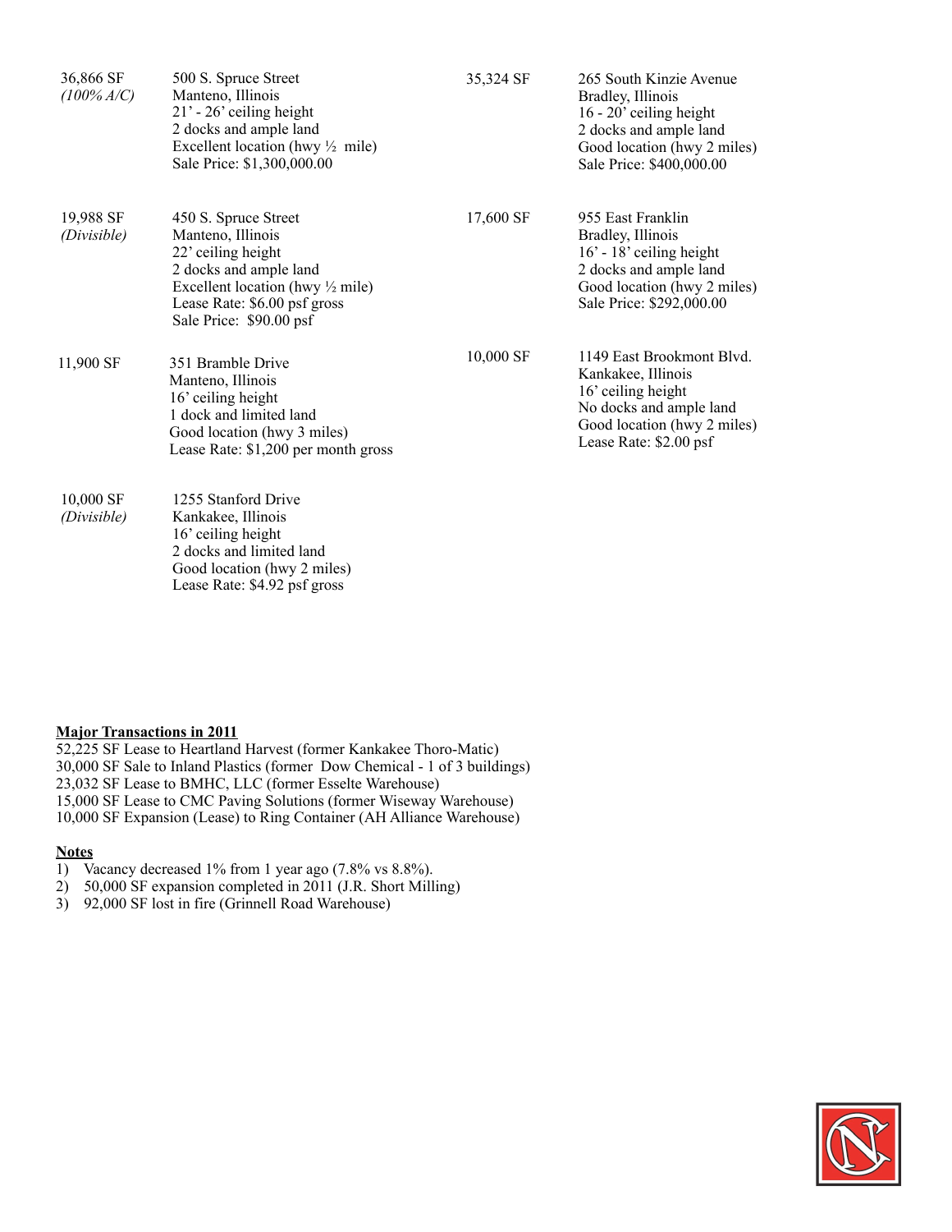| | | | |
|---|---|---|---|
| 36,866 SF<br>*(100% A/C)* | 500 S. Spruce Street<br>Manteno, Illinois<br>21' - 26' ceiling height<br>2 docks and ample land<br>Excellent location (hwy ½ mile)<br>Sale Price: $1,300,000.00 | 35,324 SF | 265 South Kinzie Avenue<br>Bradley, Illinois<br>16 - 20' ceiling height<br>2 docks and ample land<br>Good location (hwy 2 miles)<br>Sale Price: $400,000.00 |
| 19,988 SF<br>*(Divisible)* | 450 S. Spruce Street<br>Manteno, Illinois<br>22' ceiling height<br>2 docks and ample land<br>Excellent location (hwy ½ mile)<br>Lease Rate: $6.00 psf gross<br>Sale Price: $90.00 psf | 17,600 SF | 955 East Franklin<br>Bradley, Illinois<br>16' - 18' ceiling height<br>2 docks and ample land<br>Good location (hwy 2 miles)<br>Sale Price: $292,000.00 |
| 11,900 SF | 351 Bramble Drive<br>Manteno, Illinois<br>16' ceiling height<br>1 dock and limited land<br>Good location (hwy 3 miles)<br>Lease Rate: $1,200 per month gross | 10,000 SF | 1149 East Brookmont Blvd.<br>Kankakee, Illinois<br>16' ceiling height<br>No docks and ample land<br>Good location (hwy 2 miles)<br>Lease Rate: $2.00 psf |
| 10,000 SF<br>*(Divisible)* | 1255 Stanford Drive<br>Kankakee, Illinois<br>16' ceiling height<br>2 docks and limited land<br>Good location (hwy 2 miles)<br>Lease Rate: $4.92 psf gross | | |

**Major Transactions in 2011**

52,225 SF Lease to Heartland Harvest (former Kankakee Thoro-Matic)
30,000 SF Sale to Inland Plastics (former Dow Chemical - 1 of 3 buildings)
23,032 SF Lease to BMHC, LLC (former Esselte Warehouse)
15,000 SF Lease to CMC Paving Solutions (former Wiseway Warehouse)
10,000 SF Expansion (Lease) to Ring Container (AH Alliance Warehouse)

**Notes**

1) Vacancy decreased 1% from 1 year ago (7.8% vs 8.8%).
2) 50,000 SF expansion completed in 2011 (J.R. Short Milling)
3) 92,000 SF lost in fire (Grinnell Road Warehouse)